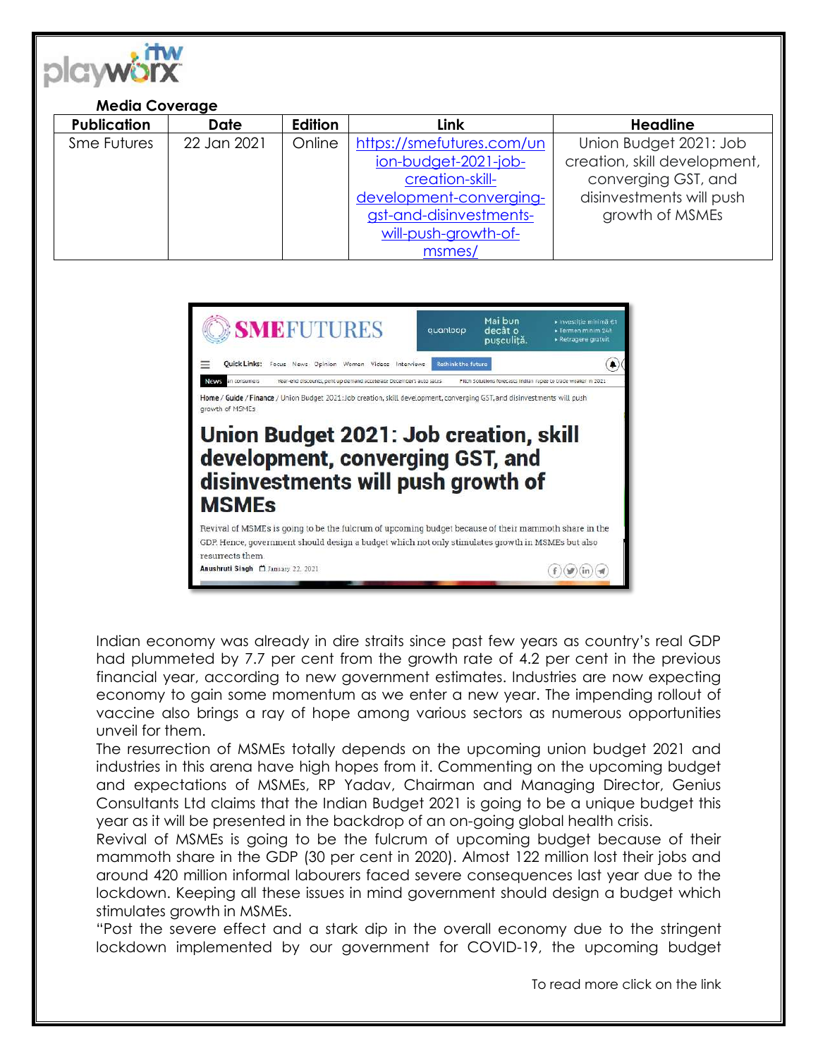**Media Coverage**

| Publication | Date | Edition | Link | Headline |
|---|---|---|---|---|
| Sme Futures | 22 Jan 2021 | Online | https://smefutures.com/union-budget-2021-job-creation-skill-development-converging-gst-and-disinvestments-will-push-growth-of-msmes/ | Union Budget 2021: Job creation, skill development, converging GST, and disinvestments will push growth of MSMEs |

Indian economy was already in dire straits since past few years as country's real GDP had plummeted by 7.7 per cent from the growth rate of 4.2 per cent in the previous financial year, according to new government estimates. Industries are now expecting economy to gain some momentum as we enter a new year. The impending rollout of vaccine also brings a ray of hope among various sectors as numerous opportunities unveil for them.

The resurrection of MSMEs totally depends on the upcoming union budget 2021 and industries in this arena have high hopes from it. Commenting on the upcoming budget and expectations of MSMEs, RP Yadav, Chairman and Managing Director, Genius Consultants Ltd claims that the Indian Budget 2021 is going to be a unique budget this year as it will be presented in the backdrop of an on-going global health crisis.

Revival of MSMEs is going to be the fulcrum of upcoming budget because of their mammoth share in the GDP (30 per cent in 2020). Almost 122 million lost their jobs and around 420 million informal labourers faced severe consequences last year due to the lockdown. Keeping all these issues in mind government should design a budget which stimulates growth in MSMEs.

"Post the severe effect and a stark dip in the overall economy due to the stringent lockdown implemented by our government for COVID-19, the upcoming budget

To read more click on the link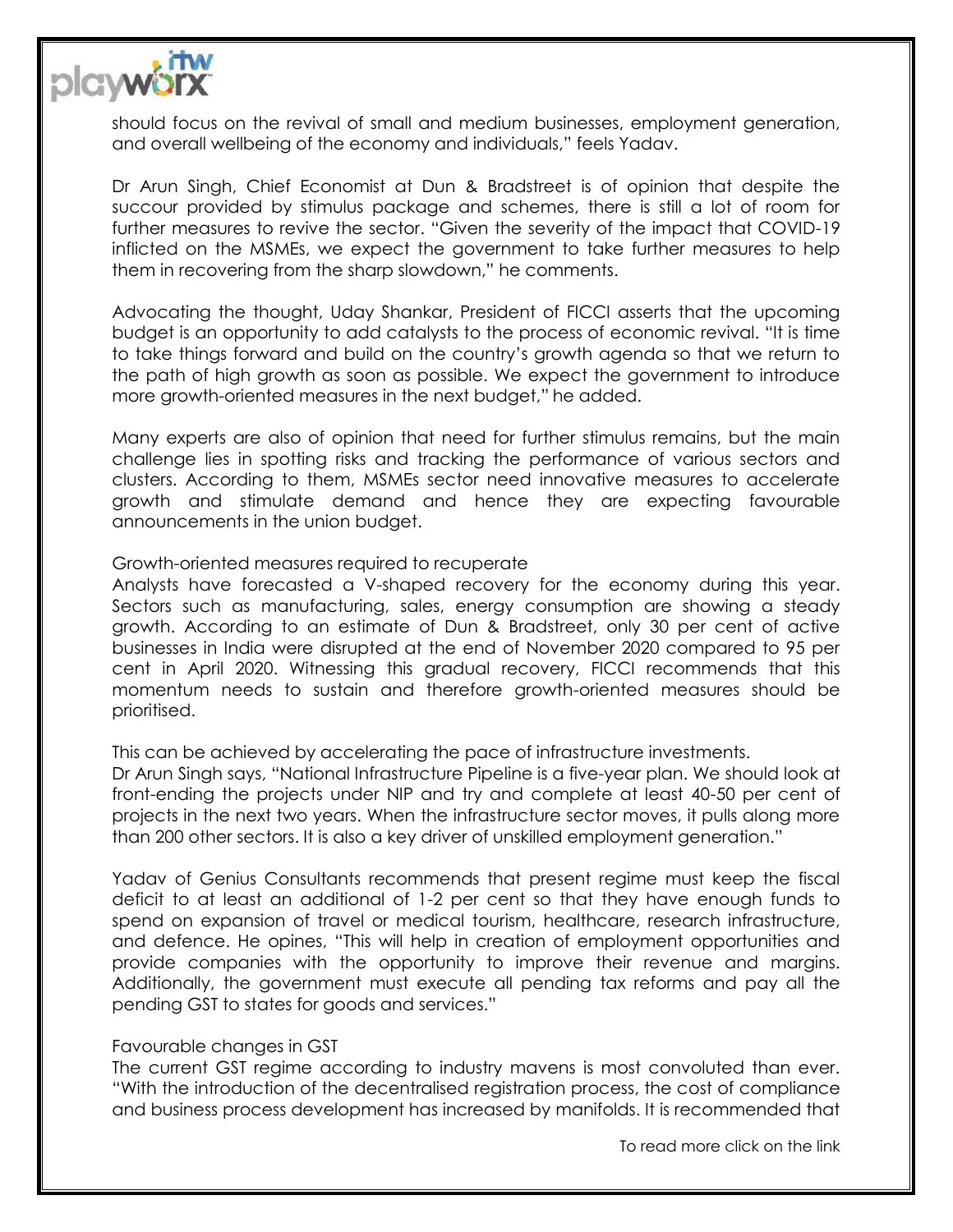should focus on the revival of small and medium businesses, employment generation, and overall wellbeing of the economy and individuals," feels Yadav.

Dr Arun Singh, Chief Economist at Dun & Bradstreet is of opinion that despite the succour provided by stimulus package and schemes, there is still a lot of room for further measures to revive the sector. "Given the severity of the impact that COVID-19 inflicted on the MSMEs, we expect the government to take further measures to help them in recovering from the sharp slowdown," he comments.

Advocating the thought, Uday Shankar, President of FICCI asserts that the upcoming budget is an opportunity to add catalysts to the process of economic revival. "It is time to take things forward and build on the country's growth agenda so that we return to the path of high growth as soon as possible. We expect the government to introduce more growth-oriented measures in the next budget," he added.

Many experts are also of opinion that need for further stimulus remains, but the main challenge lies in spotting risks and tracking the performance of various sectors and clusters. According to them, MSMEs sector need innovative measures to accelerate growth and stimulate demand and hence they are expecting favourable announcements in the union budget.

## Growth-oriented measures required to recuperate

Analysts have forecasted a V-shaped recovery for the economy during this year. Sectors such as manufacturing, sales, energy consumption are showing a steady growth. According to an estimate of Dun & Bradstreet, only 30 per cent of active businesses in India were disrupted at the end of November 2020 compared to 95 per cent in April 2020. Witnessing this gradual recovery, FICCI recommends that this momentum needs to sustain and therefore growth-oriented measures should be prioritised.

This can be achieved by accelerating the pace of infrastructure investments.
Dr Arun Singh says, "National Infrastructure Pipeline is a five-year plan. We should look at front-ending the projects under NIP and try and complete at least 40-50 per cent of projects in the next two years. When the infrastructure sector moves, it pulls along more than 200 other sectors. It is also a key driver of unskilled employment generation."

Yadav of Genius Consultants recommends that present regime must keep the fiscal deficit to at least an additional of 1-2 per cent so that they have enough funds to spend on expansion of travel or medical tourism, healthcare, research infrastructure, and defence. He opines, "This will help in creation of employment opportunities and provide companies with the opportunity to improve their revenue and margins. Additionally, the government must execute all pending tax reforms and pay all the pending GST to states for goods and services."

## Favourable changes in GST

The current GST regime according to industry mavens is most convoluted than ever. "With the introduction of the decentralised registration process, the cost of compliance and business process development has increased by manifolds. It is recommended that

To read more click on the link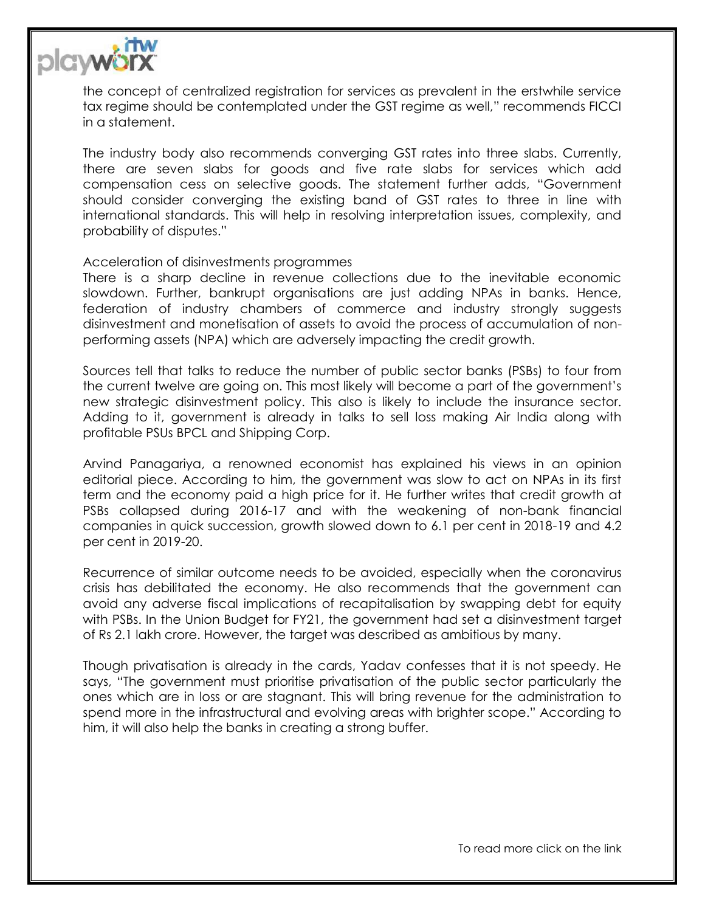the concept of centralized registration for services as prevalent in the erstwhile service tax regime should be contemplated under the GST regime as well," recommends FICCI in a statement.

The industry body also recommends converging GST rates into three slabs. Currently, there are seven slabs for goods and five rate slabs for services which add compensation cess on selective goods. The statement further adds, "Government should consider converging the existing band of GST rates to three in line with international standards. This will help in resolving interpretation issues, complexity, and probability of disputes."

Acceleration of disinvestments programmes

There is a sharp decline in revenue collections due to the inevitable economic slowdown. Further, bankrupt organisations are just adding NPAs in banks. Hence, federation of industry chambers of commerce and industry strongly suggests disinvestment and monetisation of assets to avoid the process of accumulation of non-performing assets (NPA) which are adversely impacting the credit growth.

Sources tell that talks to reduce the number of public sector banks (PSBs) to four from the current twelve are going on. This most likely will become a part of the government's new strategic disinvestment policy. This also is likely to include the insurance sector. Adding to it, government is already in talks to sell loss making Air India along with profitable PSUs BPCL and Shipping Corp.

Arvind Panagariya, a renowned economist has explained his views in an opinion editorial piece. According to him, the government was slow to act on NPAs in its first term and the economy paid a high price for it. He further writes that credit growth at PSBs collapsed during 2016-17 and with the weakening of non-bank financial companies in quick succession, growth slowed down to 6.1 per cent in 2018-19 and 4.2 per cent in 2019-20.

Recurrence of similar outcome needs to be avoided, especially when the coronavirus crisis has debilitated the economy. He also recommends that the government can avoid any adverse fiscal implications of recapitalisation by swapping debt for equity with PSBs. In the Union Budget for FY21, the government had set a disinvestment target of Rs 2.1 lakh crore. However, the target was described as ambitious by many.

Though privatisation is already in the cards, Yadav confesses that it is not speedy. He says, "The government must prioritise privatisation of the public sector particularly the ones which are in loss or are stagnant. This will bring revenue for the administration to spend more in the infrastructural and evolving areas with brighter scope." According to him, it will also help the banks in creating a strong buffer.

To read more click on the link